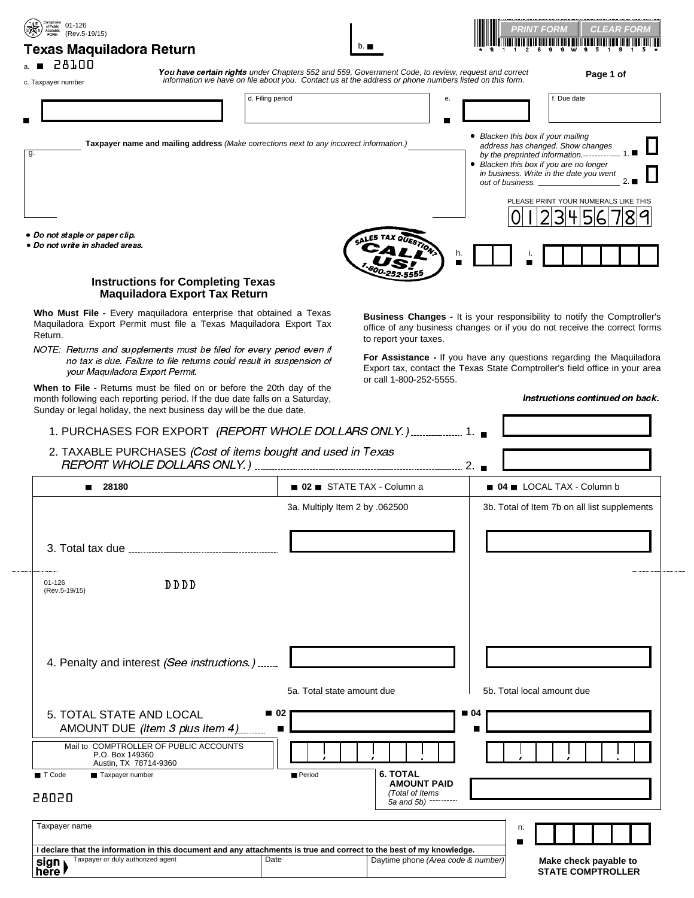01-126
(Rev.5-19/15)

# Texas Maquiladora Return

b. ■

PRINT FORM | CLEAR FORM

a. ■ 28100

c. Taxpayer number

***You have certain rights*** *under Chapters 552 and 559, Government Code, to review, request and correct information we have on file about you. Contact us at the address or phone numbers listed on this form.*

**Page 1 of**

d. Filing period

e.

f. Due date

g. **Taxpayer name and mailing address** *(Make corrections next to any incorrect information.)*

- *Blacken this box if your mailing address has changed. Show changes by the preprinted information.* 1. ■
- *Blacken this box if you are no longer in business. Write in the date you went out of business.* 2. ■

PLEASE PRINT YOUR NUMERALS LIKE THIS

0 1 2 3 4 5 6 7 8 9

- ***Do not staple or paper clip.***
- ***Do not write in shaded areas.***

SALES TAX QUESTION? CALL US! 1-800-252-5555

h. ■

i. ■

## Instructions for Completing Texas Maquiladora Export Tax Return

**Who Must File -** Every maquiladora enterprise that obtained a Texas Maquiladora Export Permit must file a Texas Maquiladora Export Tax Return.

*NOTE: Returns and supplements must be filed for every period even if no tax is due. Failure to file returns could result in suspension of your Maquiladora Export Permit.*

**When to File -** Returns must be filed on or before the 20th day of the month following each reporting period. If the due date falls on a Saturday, Sunday or legal holiday, the next business day will be the due date.

**Business Changes -** It is your responsibility to notify the Comptroller's office of any business changes or if you do not receive the correct forms to report your taxes.

**For Assistance -** If you have any questions regarding the Maquiladora Export tax, contact the Texas State Comptroller's field office in your area or call 1-800-252-5555.

***Instructions continued on back.***

1. PURCHASES FOR EXPORT *(REPORT WHOLE DOLLARS ONLY.)* ........ 1. ■

2. TAXABLE PURCHASES *(Cost of items bought and used in Texas REPORT WHOLE DOLLARS ONLY.)* ........ 2. ■

| ■ 28180 | ■ 02 ■ STATE TAX - Column a | ■ 04 ■ LOCAL TAX - Column b |
|---|---|---|
| | 3a. Multiply Item 2 by .062500 | 3b. Total of Item 7b on all list supplements |
| 3. Total tax due | | |
| 4. Penalty and interest *(See instructions.)* | | |
| | 5a. Total state amount due | 5b. Total local amount due |
| 5. TOTAL STATE AND LOCAL AMOUNT DUE *(Item 3 plus Item 4)* | ■ 02 ■ | ■ 04 ■ |

01-126
(Rev.5-19/15)

DDDD

Mail to COMPTROLLER OF PUBLIC ACCOUNTS
P.O. Box 149360
Austin, TX 78714-9360

■ T Code ■ Taxpayer number ■ Period

28020

**6. TOTAL AMOUNT PAID** *(Total of Items 5a and 5b)*

Taxpayer name

n. ■

**I declare that the information in this document and any attachments is true and correct to the best of my knowledge.**

| sign here | Taxpayer or duly authorized agent | Date | Daytime phone *(Area code & number)* |
|---|---|---|---|

**Make check payable to STATE COMPTROLLER**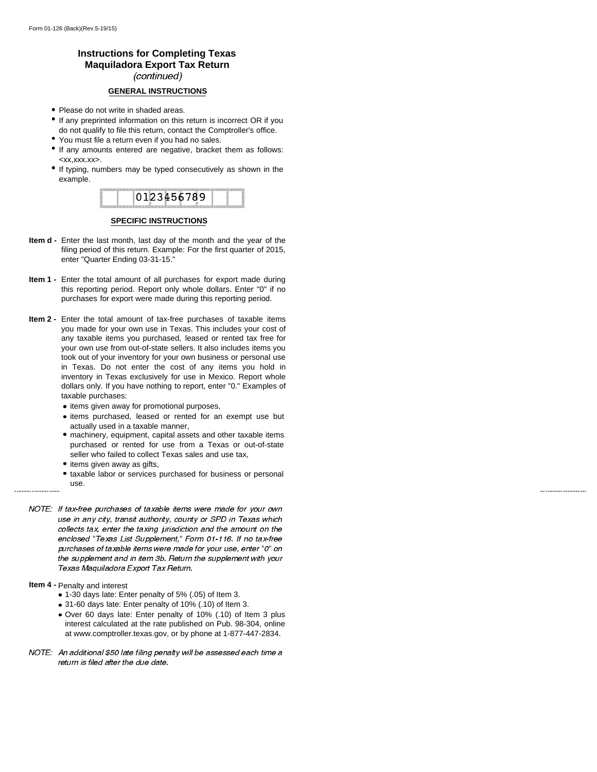Form 01-126 (Back)(Rev.5-19/15)

## Instructions for Completing Texas Maquiladora Export Tax Return
*(continued)*

### GENERAL INSTRUCTIONS

- Please do not write in shaded areas.
- If any preprinted information on this return is incorrect OR if you do not qualify to file this return, contact the Comptroller's office.
- You must file a return even if you had no sales.
- If any amounts entered are negative, bracket them as follows: <xx,xxx.xx>.
- If typing, numbers may be typed consecutively as shown in the example.

0123456789

### SPECIFIC INSTRUCTIONS

**Item d -** Enter the last month, last day of the month and the year of the filing period of this return. Example: For the first quarter of 2015, enter "Quarter Ending 03-31-15."

**Item 1 -** Enter the total amount of all purchases for export made during this reporting period. Report only whole dollars. Enter "0" if no purchases for export were made during this reporting period.

**Item 2 -** Enter the total amount of tax-free purchases of taxable items you made for your own use in Texas. This includes your cost of any taxable items you purchased, leased or rented tax free for your own use from out-of-state sellers. It also includes items you took out of your inventory for your own business or personal use in Texas. Do not enter the cost of any items you hold in inventory in Texas exclusively for use in Mexico. Report whole dollars only. If you have nothing to report, enter "0." Examples of taxable purchases:

- items given away for promotional purposes,
- items purchased, leased or rented for an exempt use but actually used in a taxable manner,
- machinery, equipment, capital assets and other taxable items purchased or rented for use from a Texas or out-of-state seller who failed to collect Texas sales and use tax,
- items given away as gifts,
- taxable labor or services purchased for business or personal use.

*NOTE: If tax-free purchases of taxable items were made for your own use in any city, transit authority, county or SPD in Texas which collects tax, enter the taxing jurisdiction and the amount on the enclosed "Texas List Supplement," Form 01-116. If no tax-free purchases of taxable items were made for your use, enter "0" on the supplement and in item 3b. Return the supplement with your Texas Maquiladora Export Tax Return.*

**Item 4 -** Penalty and interest

- 1-30 days late: Enter penalty of 5% (.05) of Item 3.
- 31-60 days late: Enter penalty of 10% (.10) of Item 3.
- Over 60 days late: Enter penalty of 10% (.10) of Item 3 plus interest calculated at the rate published on Pub. 98-304, online at www.comptroller.texas.gov, or by phone at 1-877-447-2834.

*NOTE: An additional $50 late filing penalty will be assessed each time a return is filed after the due date.*